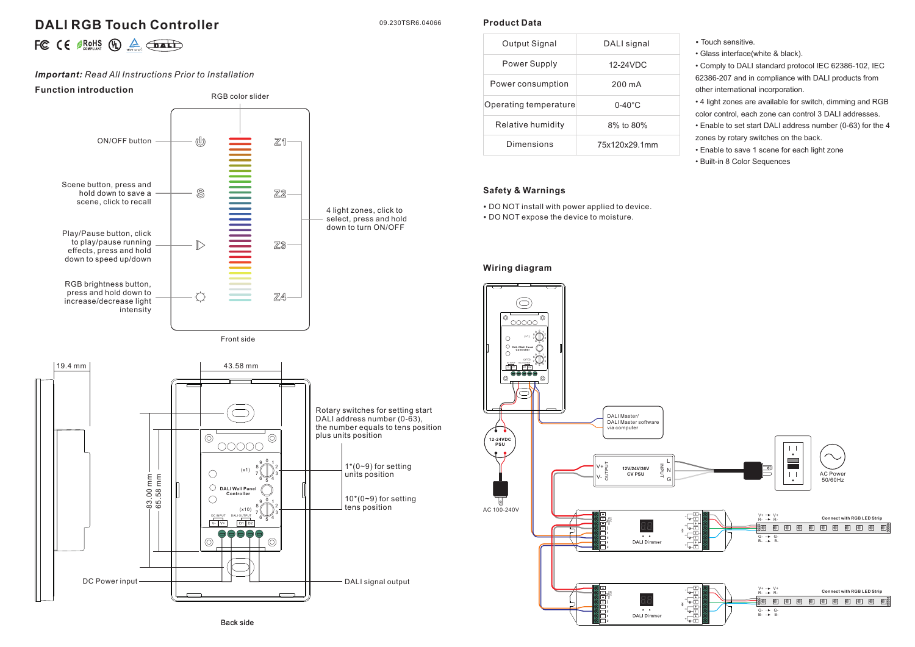# DALI RGB Touch Controller

09.230TSR6.04066

***Important:*** *Read All Instructions Prior to Installation*

## Function introduction

RGB color slider

ON/OFF button

Scene button, press and hold down to save a scene, click to recall

Play/Pause button, click to play/pause running effects, press and hold down to speed up/down

RGB brightness button, press and hold down to increase/decrease light intensity

4 light zones, click to select, press and hold down to turn ON/OFF

Front side

19.4 mm

43.58 mm

83.00 mm

65.58 mm

Rotary switches for setting start DALI address number (0-63), the number equals to tens position plus units position

1*(0~9) for setting units position

10*(0~9) for setting tens position

DC Power input

DALI signal output

Back side

## Product Data

| Output Signal | DALI signal |
|---|---|
| Power Supply | 12-24VDC |
| Power consumption | 200 mA |
| Operating temperature | 0-40°C |
| Relative humidity | 8% to 80% |
| Dimensions | 75x120x29.1mm |

- Touch sensitive.
- Glass interface(white & black).
- Comply to DALI standard protocol IEC 62386-102, IEC 62386-207 and in compliance with DALI products from other international incorporation.
- 4 light zones are available for switch, dimming and RGB color control, each zone can control 3 DALI addresses.
- Enable to set start DALI address number (0-63) for the 4 zones by rotary switches on the back.
- Enable to save 1 scene for each light zone
- Built-in 8 Color Sequences

## Safety & Warnings

- DO NOT install with power applied to device.
- DO NOT expose the device to moisture.

## Wiring diagram

12-24VDC PSU

AC 100-240V

DALI Master/ DALI Master software via computer

12V/24V/36V CV PSU

AC Power 50/60Hz

DALI Dimmer

Connect with RGB LED Strip

DALI Dimmer

Connect with RGB LED Strip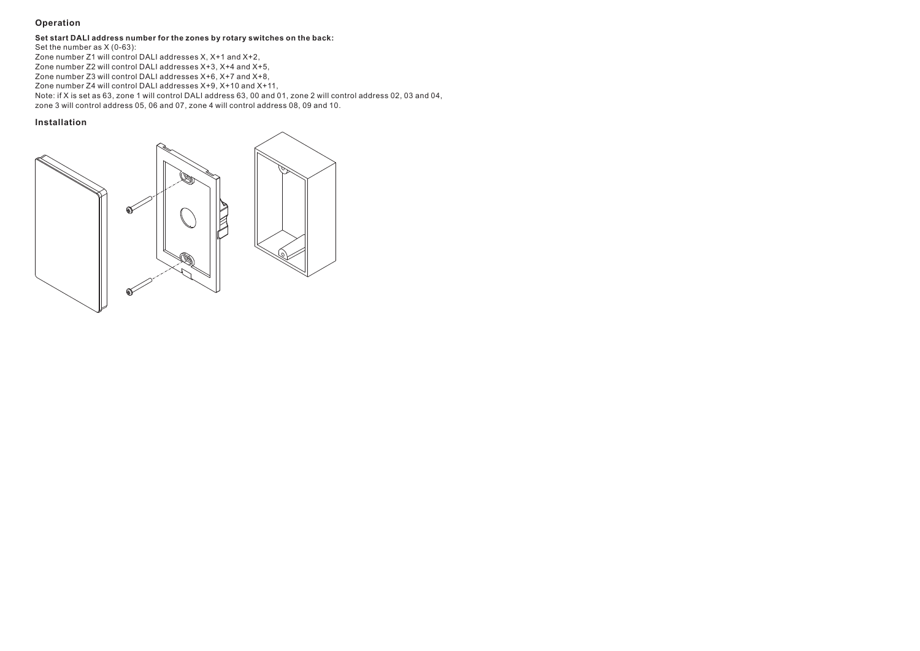## Operation

**Set start DALI address number for the zones by rotary switches on the back:**

Set the number as X (0-63):
Zone number Z1 will control DALI addresses X, X+1 and X+2,
Zone number Z2 will control DALI addresses X+3, X+4 and X+5,
Zone number Z3 will control DALI addresses X+6, X+7 and X+8,
Zone number Z4 will control DALI addresses X+9, X+10 and X+11,
Note: if X is set as 63, zone 1 will control DALI address 63, 00 and 01, zone 2 will control address 02, 03 and 04, zone 3 will control address 05, 06 and 07, zone 4 will control address 08, 09 and 10.

## Installation